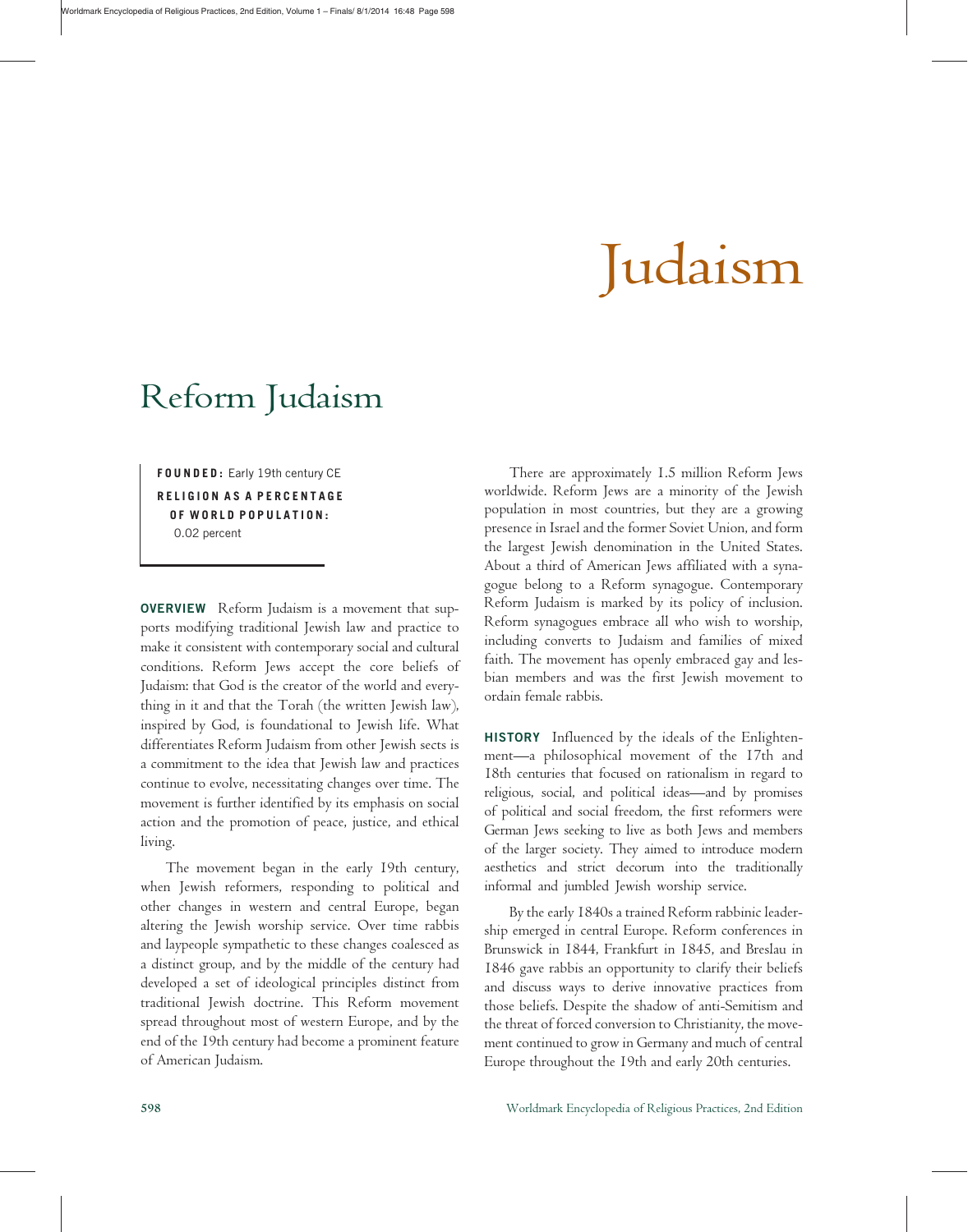# Judaism

## Reforma Judaism

**FOUNDED:** Early 19th century CE

**RELIGION AS A PERCENTAGE OF WORLD POPULATION:** 0.02 percent

**OVERVIEW** Reform Judaism is a movement that supports modifying traditional Jewish law and practice to make it consistent with contemporary social and cultural conditions. Reform Jews accept the core beliefs of Judaism: that God is the creator of the world and everything in it and that the Torah (the written Jewish law), inspired by God, is foundational to Jewish life. What differentiates Reform Judaism from other Jewish sects is a commitment to the idea that Jewish law and practices continue to evolve, necessitating changes over time. The movement is further identified by its emphasis on social action and the promotion of peace, justice, and ethical living.

The movement began in the early 19th century, when Jewish reformers, responding to political and other changes in western and central Europe, began altering the Jewish worship service. Over time rabbis and laypeople sympathetic to these changes coalesced as a distinct group, and by the middle of the century had developed a set of ideological principles distinct from traditional Jewish doctrine. This Reform movement spread throughout most of western Europe, and by the end of the 19th century had become a prominent feature of American Judaism.

There are approximately 1.5 million Reform Jews worldwide. Reform Jews are a minority of the Jewish population in most countries, but they are a growing presence in Israel and the former Soviet Union, and form the largest Jewish denomination in the United States. About a third of American Jews affiliated with a synagogue belong to a Reform synagogue. Contemporary Reform Judaism is marked by its policy of inclusion. Reform synagogues embrace all who wish to worship, including converts to Judaism and families of mixed faith. The movement has openly embraced gay and lesbian members and was the first Jewish movement to ordain female rabbis.

**HISTORY** Influenced by the ideals of the Enlightenment—a philosophical movement of the 17th and 18th centuries that focused on rationalism in regard to religious, social, and political ideas—and by promises of political and social freedom, the first reformers were German Jews seeking to live as both Jews and members of the larger society. They aimed to introduce modern aesthetics and strict decorum into the traditionally informal and jumbled Jewish worship service.

By the early 1840s a trained Reform rabbinic leadership emerged in central Europe. Reform conferences in Brunswick in 1844, Frankfurt in 1845, and Breslau in 1846 gave rabbis an opportunity to clarify their beliefs and discuss ways to derive innovative practices from those beliefs. Despite the shadow of anti-Semitism and the threat of forced conversion to Christianity, the movement continued to grow in Germany and much of central Europe throughout the 19th and early 20th centuries.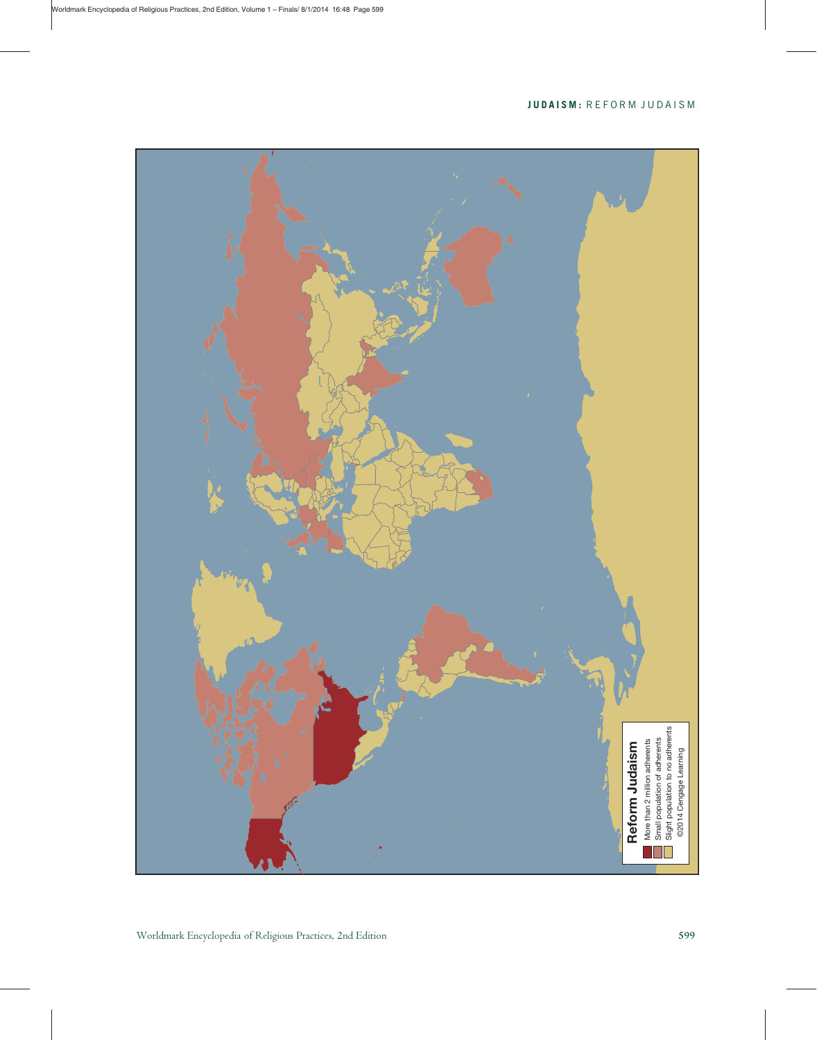**Reform Judaism**

- More than 2 million adherents
- Small population of adherents
- Slight population to no adherents

©2014 Cengage Learning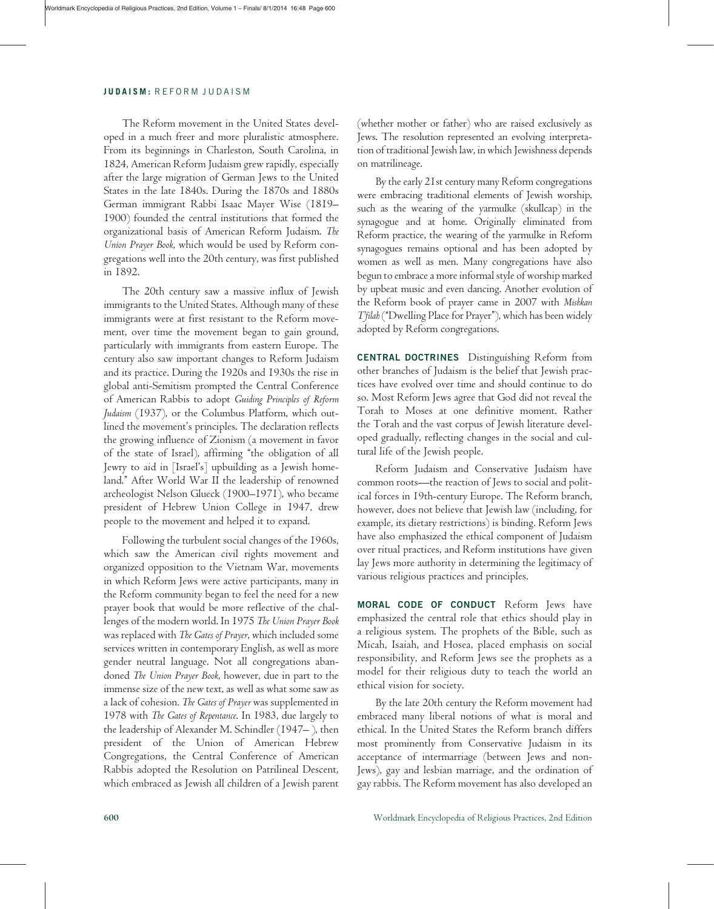The Reform movement in the United States developed in a much freer and more pluralistic atmosphere. From its beginnings in Charleston, South Carolina, in 1824, American Reform Judaism grew rapidly, especially after the large migration of German Jews to the United States in the late 1840s. During the 1870s and 1880s German immigrant Rabbi Isaac Mayer Wise (1819–1900) founded the central institutions that formed the organizational basis of American Reform Judaism. *The Union Prayer Book,* which would be used by Reform congregations well into the 20th century, was first published in 1892.

The 20th century saw a massive influx of Jewish immigrants to the United States. Although many of these immigrants were at first resistant to the Reform movement, over time the movement began to gain ground, particularly with immigrants from eastern Europe. The century also saw important changes to Reform Judaism and its practice. During the 1920s and 1930s the rise in global anti-Semitism prompted the Central Conference of American Rabbis to adopt *Guiding Principles of Reform Judaism* (1937), or the Columbus Platform, which outlined the movement's principles. The declaration reflects the growing influence of Zionism (a movement in favor of the state of Israel), affirming "the obligation of all Jewry to aid in [Israel's] upbuilding as a Jewish homeland." After World War II the leadership of renowned archeologist Nelson Glueck (1900–1971), who became president of Hebrew Union College in 1947, drew people to the movement and helped it to expand.

Following the turbulent social changes of the 1960s, which saw the American civil rights movement and organized opposition to the Vietnam War, movements in which Reform Jews were active participants, many in the Reform community began to feel the need for a new prayer book that would be more reflective of the challenges of the modern world. In 1975 *The Union Prayer Book* was replaced with *The Gates of Prayer*, which included some services written in contemporary English, as well as more gender neutral language. Not all congregations abandoned *The Union Prayer Book*, however, due in part to the immense size of the new text, as well as what some saw as a lack of cohesion. *The Gates of Prayer* was supplemented in 1978 with *The Gates of Repentance*. In 1983, due largely to the leadership of Alexander M. Schindler (1947– ), then president of the Union of American Hebrew Congregations, the Central Conference of American Rabbis adopted the Resolution on Patrilineal Descent, which embraced as Jewish all children of a Jewish parent (whether mother or father) who are raised exclusively as Jews. The resolution represented an evolving interpretation of traditional Jewish law, in which Jewishness depends on matrilineage.

By the early 21st century many Reform congregations were embracing traditional elements of Jewish worship, such as the wearing of the yarmulke (skullcap) in the synagogue and at home. Originally eliminated from Reform practice, the wearing of the yarmulke in Reform synagogues remains optional and has been adopted by women as well as men. Many congregations have also begun to embrace a more informal style of worship marked by upbeat music and even dancing. Another evolution of the Reform book of prayer came in 2007 with *Mishkan T'filah* ("Dwelling Place for Prayer"), which has been widely adopted by Reform congregations.

**CENTRAL DOCTRINES** Distinguishing Reform from other branches of Judaism is the belief that Jewish practices have evolved over time and should continue to do so. Most Reform Jews agree that God did not reveal the Torah to Moses at one definitive moment. Rather the Torah and the vast corpus of Jewish literature developed gradually, reflecting changes in the social and cultural life of the Jewish people.

Reform Judaism and Conservative Judaism have common roots—the reaction of Jews to social and political forces in 19th-century Europe. The Reform branch, however, does not believe that Jewish law (including, for example, its dietary restrictions) is binding. Reform Jews have also emphasized the ethical component of Judaism over ritual practices, and Reform institutions have given lay Jews more authority in determining the legitimacy of various religious practices and principles.

**MORAL CODE OF CONDUCT** Reform Jews have emphasized the central role that ethics should play in a religious system. The prophets of the Bible, such as Micah, Isaiah, and Hosea, placed emphasis on social responsibility, and Reform Jews see the prophets as a model for their religious duty to teach the world an ethical vision for society.

By the late 20th century the Reform movement had embraced many liberal notions of what is moral and ethical. In the United States the Reform branch differs most prominently from Conservative Judaism in its acceptance of intermarriage (between Jews and non-Jews), gay and lesbian marriage, and the ordination of gay rabbis. The Reform movement has also developed an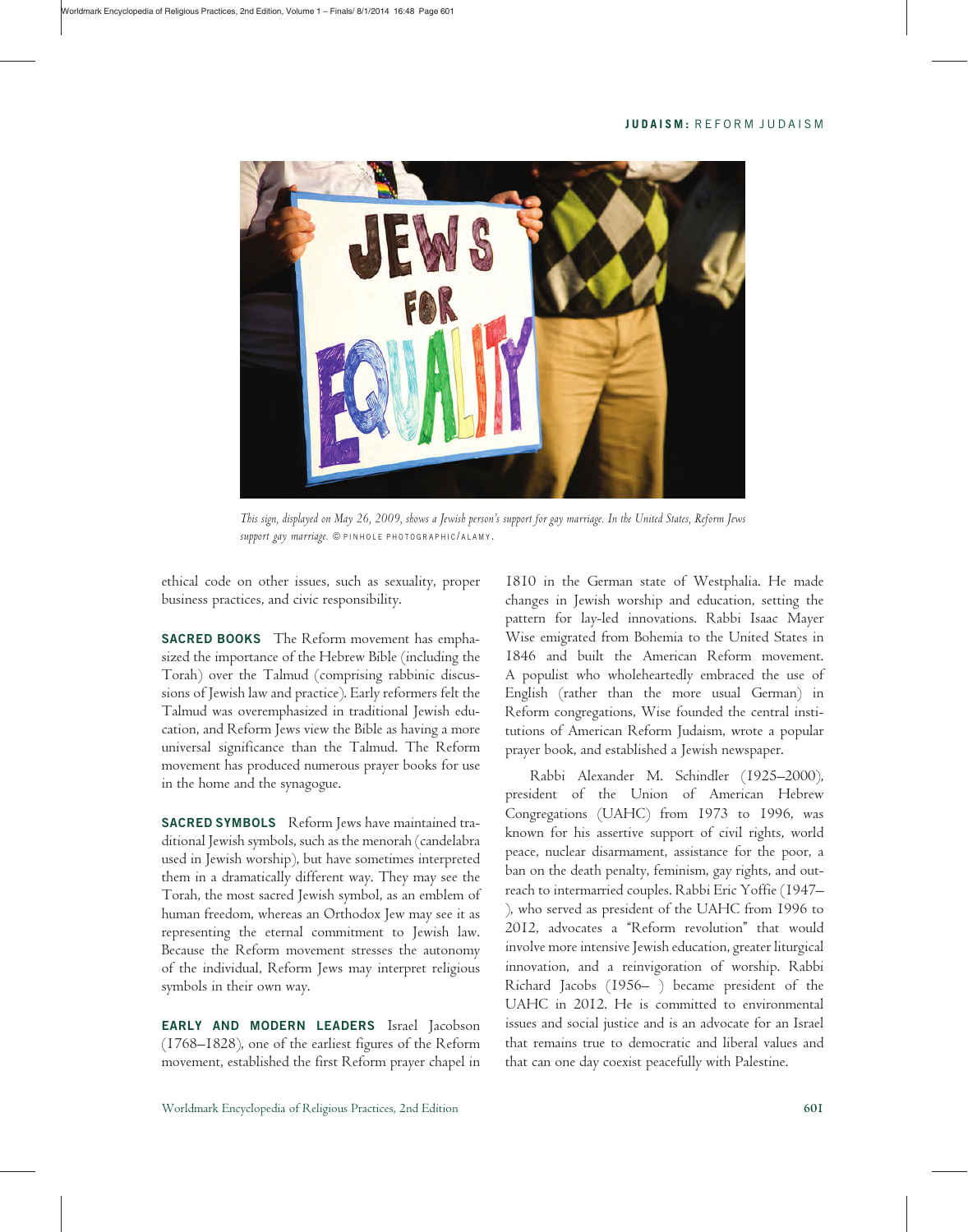*This sign, displayed on May 26, 2009, shows a Jewish person's support for gay marriage. In the United States, Reform Jews support gay marriage.* © PINHOLE PHOTOGRAPHIC/ALAMY.

ethical code on other issues, such as sexuality, proper business practices, and civic responsibility.

**SACRED BOOKS** The Reform movement has emphasized the importance of the Hebrew Bible (including the Torah) over the Talmud (comprising rabbinic discussions of Jewish law and practice). Early reformers felt the Talmud was overemphasized in traditional Jewish education, and Reform Jews view the Bible as having a more universal significance than the Talmud. The Reform movement has produced numerous prayer books for use in the home and the synagogue.

**SACRED SYMBOLS** Reform Jews have maintained traditional Jewish symbols, such as the menorah (candelabra used in Jewish worship), but have sometimes interpreted them in a dramatically different way. They may see the Torah, the most sacred Jewish symbol, as an emblem of human freedom, whereas an Orthodox Jew may see it as representing the eternal commitment to Jewish law. Because the Reform movement stresses the autonomy of the individual, Reform Jews may interpret religious symbols in their own way.

**EARLY AND MODERN LEADERS** Israel Jacobson (1768–1828), one of the earliest figures of the Reform movement, established the first Reform prayer chapel in 1810 in the German state of Westphalia. He made changes in Jewish worship and education, setting the pattern for lay-led innovations. Rabbi Isaac Mayer Wise emigrated from Bohemia to the United States in 1846 and built the American Reform movement. A populist who wholeheartedly embraced the use of English (rather than the more usual German) in Reform congregations, Wise founded the central institutions of American Reform Judaism, wrote a popular prayer book, and established a Jewish newspaper.

Rabbi Alexander M. Schindler (1925–2000), president of the Union of American Hebrew Congregations (UAHC) from 1973 to 1996, was known for his assertive support of civil rights, world peace, nuclear disarmament, assistance for the poor, a ban on the death penalty, feminism, gay rights, and outreach to intermarried couples. Rabbi Eric Yoffie (1947– ), who served as president of the UAHC from 1996 to 2012, advocates a "Reform revolution" that would involve more intensive Jewish education, greater liturgical innovation, and a reinvigoration of worship. Rabbi Richard Jacobs (1956– ) became president of the UAHC in 2012. He is committed to environmental issues and social justice and is an advocate for an Israel that remains true to democratic and liberal values and that can one day coexist peacefully with Palestine.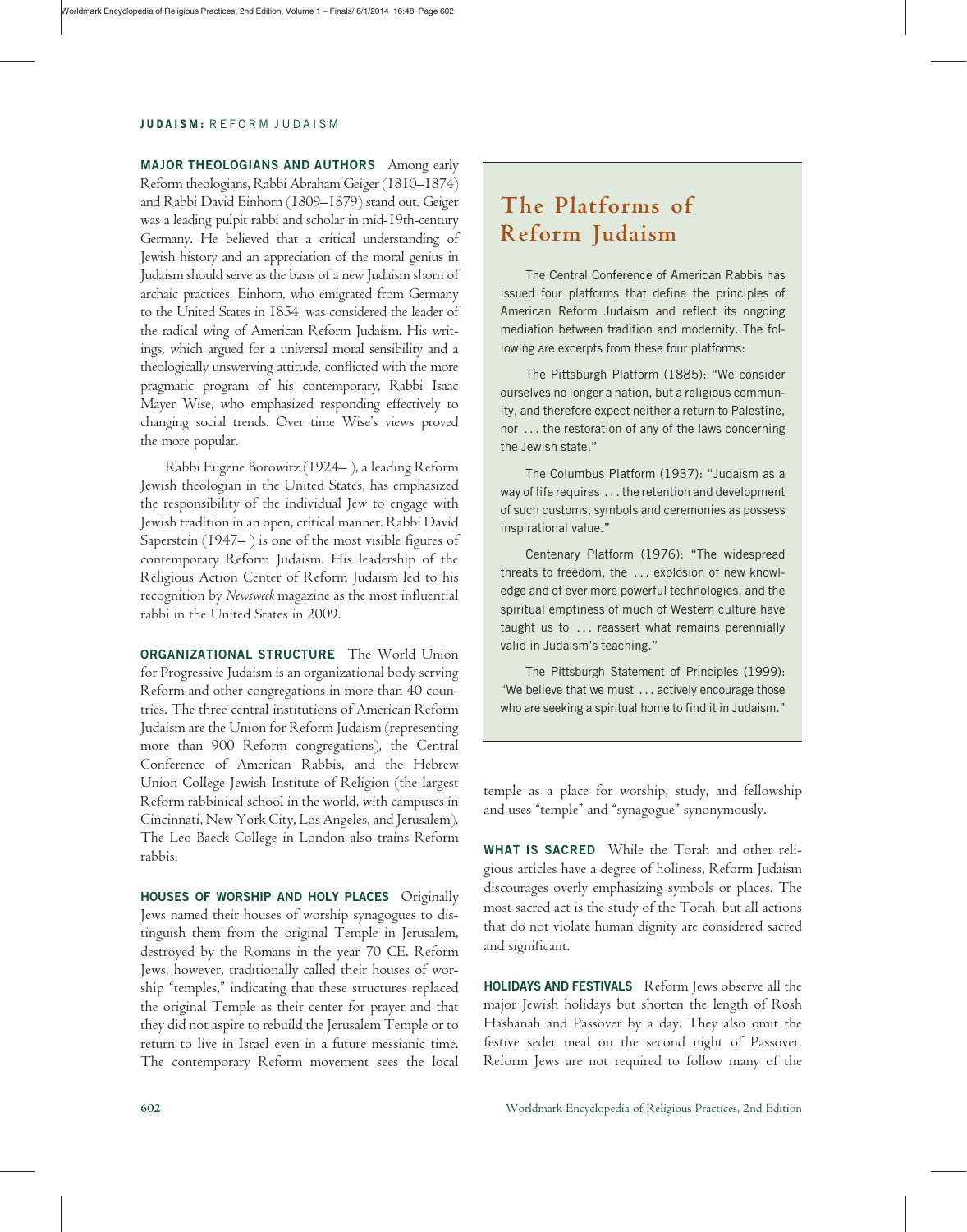**MAJOR THEOLOGIANS AND AUTHORS** Among early Reform theologians, Rabbi Abraham Geiger (1810–1874) and Rabbi David Einhorn (1809–1879) stand out. Geiger was a leading pulpit rabbi and scholar in mid-19th-century Germany. He believed that a critical understanding of Jewish history and an appreciation of the moral genius in Judaism should serve as the basis of a new Judaism shorn of archaic practices. Einhorn, who emigrated from Germany to the United States in 1854, was considered the leader of the radical wing of American Reform Judaism. His writings, which argued for a universal moral sensibility and a theologically unswerving attitude, conflicted with the more pragmatic program of his contemporary, Rabbi Isaac Mayer Wise, who emphasized responding effectively to changing social trends. Over time Wise's views proved the more popular.

Rabbi Eugene Borowitz (1924– ), a leading Reform Jewish theologian in the United States, has emphasized the responsibility of the individual Jew to engage with Jewish tradition in an open, critical manner. Rabbi David Saperstein (1947– ) is one of the most visible figures of contemporary Reform Judaism. His leadership of the Religious Action Center of Reform Judaism led to his recognition by *Newsweek* magazine as the most influential rabbi in the United States in 2009.

**ORGANIZATIONAL STRUCTURE** The World Union for Progressive Judaism is an organizational body serving Reform and other congregations in more than 40 countries. The three central institutions of American Reform Judaism are the Union for Reform Judaism (representing more than 900 Reform congregations), the Central Conference of American Rabbis, and the Hebrew Union College-Jewish Institute of Religion (the largest Reform rabbinical school in the world, with campuses in Cincinnati, New York City, Los Angeles, and Jerusalem). The Leo Baeck College in London also trains Reform rabbis.

**HOUSES OF WORSHIP AND HOLY PLACES** Originally Jews named their houses of worship synagogues to distinguish them from the original Temple in Jerusalem, destroyed by the Romans in the year 70 CE. Reform Jews, however, traditionally called their houses of worship "temples," indicating that these structures replaced the original Temple as their center for prayer and that they did not aspire to rebuild the Jerusalem Temple or to return to live in Israel even in a future messianic time. The contemporary Reform movement sees the local temple as a place for worship, study, and fellowship and uses "temple" and "synagogue" synonymously.

## The Platforms of Reform Judaism

The Central Conference of American Rabbis has issued four platforms that define the principles of American Reform Judaism and reflect its ongoing mediation between tradition and modernity. The following are excerpts from these four platforms:

The Pittsburgh Platform (1885): "We consider ourselves no longer a nation, but a religious community, and therefore expect neither a return to Palestine, nor . . . the restoration of any of the laws concerning the Jewish state."

The Columbus Platform (1937): "Judaism as a way of life requires . . . the retention and development of such customs, symbols and ceremonies as possess inspirational value."

Centenary Platform (1976): "The widespread threats to freedom, the . . . explosion of new knowledge and of ever more powerful technologies, and the spiritual emptiness of much of Western culture have taught us to . . . reassert what remains perennially valid in Judaism's teaching."

The Pittsburgh Statement of Principles (1999): "We believe that we must . . . actively encourage those who are seeking a spiritual home to find it in Judaism."

**WHAT IS SACRED** While the Torah and other religious articles have a degree of holiness, Reform Judaism discourages overly emphasizing symbols or places. The most sacred act is the study of the Torah, but all actions that do not violate human dignity are considered sacred and significant.

**HOLIDAYS AND FESTIVALS** Reform Jews observe all the major Jewish holidays but shorten the length of Rosh Hashanah and Passover by a day. They also omit the festive seder meal on the second night of Passover. Reform Jews are not required to follow many of the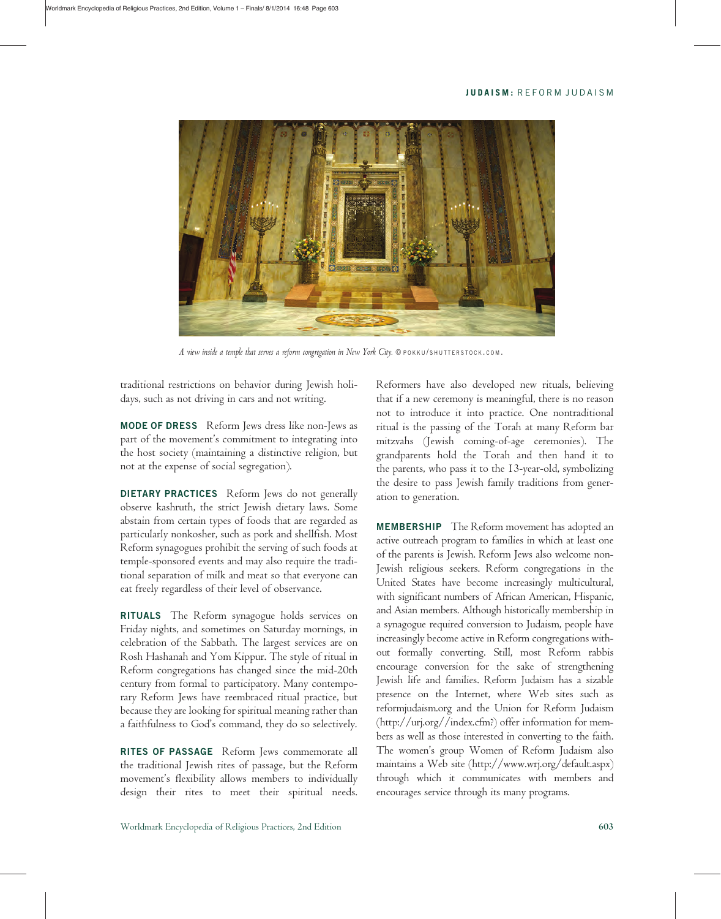*A view inside a temple that serves a reform congregation in New York City.* © POKKU/SHUTTERSTOCK.COM.

traditional restrictions on behavior during Jewish holidays, such as not driving in cars and not writing.

**MODE OF DRESS** Reform Jews dress like non-Jews as part of the movement's commitment to integrating into the host society (maintaining a distinctive religion, but not at the expense of social segregation).

**DIETARY PRACTICES** Reform Jews do not generally observe kashruth, the strict Jewish dietary laws. Some abstain from certain types of foods that are regarded as particularly nonkosher, such as pork and shellfish. Most Reform synagogues prohibit the serving of such foods at temple-sponsored events and may also require the traditional separation of milk and meat so that everyone can eat freely regardless of their level of observance.

**RITUALS** The Reform synagogue holds services on Friday nights, and sometimes on Saturday mornings, in celebration of the Sabbath. The largest services are on Rosh Hashanah and Yom Kippur. The style of ritual in Reform congregations has changed since the mid-20th century from formal to participatory. Many contemporary Reform Jews have reembraced ritual practice, but because they are looking for spiritual meaning rather than a faithfulness to God's command, they do so selectively.

**RITES OF PASSAGE** Reform Jews commemorate all the traditional Jewish rites of passage, but the Reform movement's flexibility allows members to individually design their rites to meet their spiritual needs. Reformers have also developed new rituals, believing that if a new ceremony is meaningful, there is no reason not to introduce it into practice. One nontraditional ritual is the passing of the Torah at many Reform bar mitzvahs (Jewish coming-of-age ceremonies). The grandparents hold the Torah and then hand it to the parents, who pass it to the 13-year-old, symbolizing the desire to pass Jewish family traditions from generation to generation.

**MEMBERSHIP** The Reform movement has adopted an active outreach program to families in which at least one of the parents is Jewish. Reform Jews also welcome non-Jewish religious seekers. Reform congregations in the United States have become increasingly multicultural, with significant numbers of African American, Hispanic, and Asian members. Although historically membership in a synagogue required conversion to Judaism, people have increasingly become active in Reform congregations without formally converting. Still, most Reform rabbis encourage conversion for the sake of strengthening Jewish life and families. Reform Judaism has a sizable presence on the Internet, where Web sites such as reformjudaism.org and the Union for Reform Judaism (http://urj.org//index.cfm?) offer information for members as well as those interested in converting to the faith. The women's group Women of Reform Judaism also maintains a Web site (http://www.wrj.org/default.aspx) through which it communicates with members and encourages service through its many programs.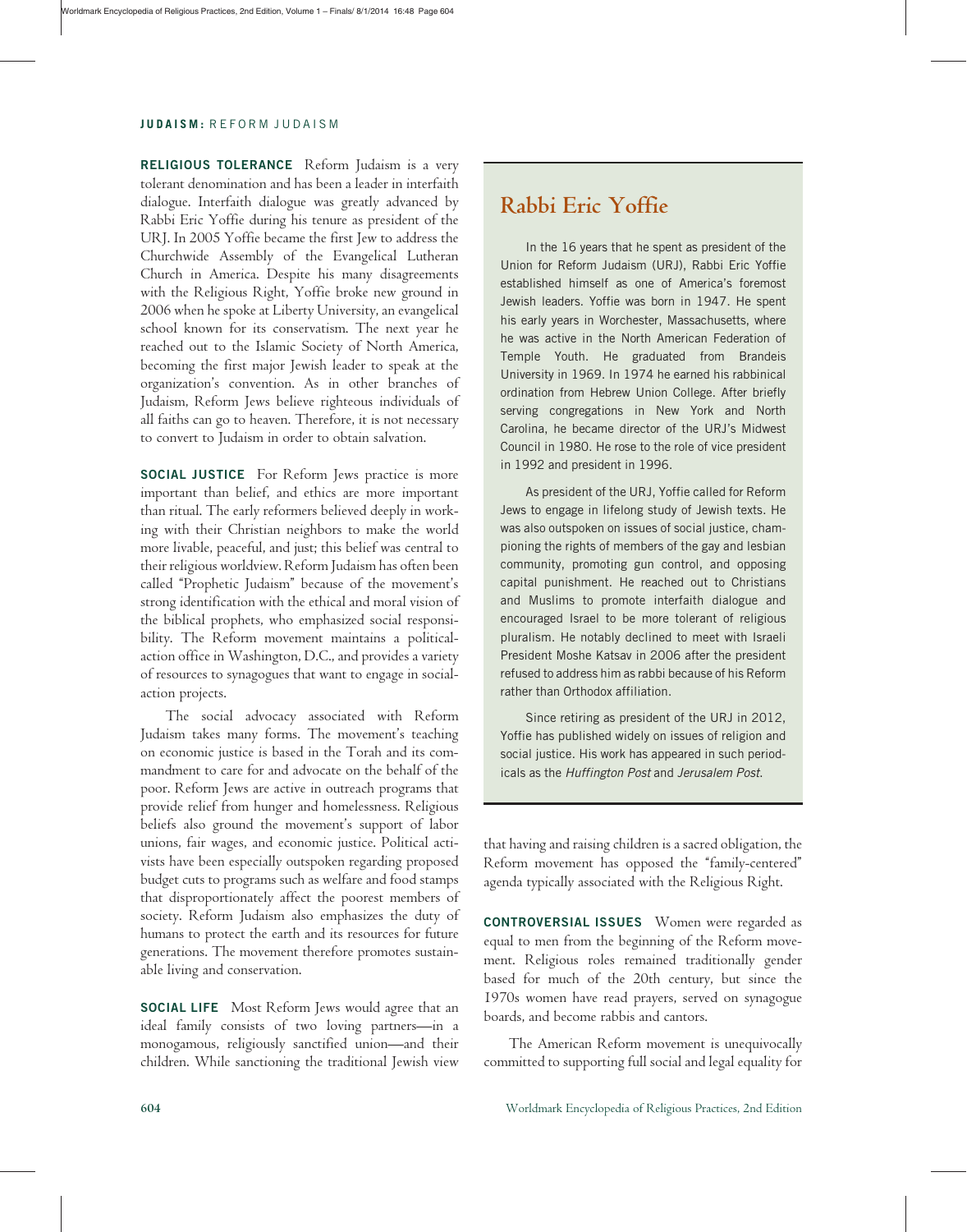**RELIGIOUS TOLERANCE** Reform Judaism is a very tolerant denomination and has been a leader in interfaith dialogue. Interfaith dialogue was greatly advanced by Rabbi Eric Yoffie during his tenure as president of the URJ. In 2005 Yoffie became the first Jew to address the Churchwide Assembly of the Evangelical Lutheran Church in America. Despite his many disagreements with the Religious Right, Yoffie broke new ground in 2006 when he spoke at Liberty University, an evangelical school known for its conservatism. The next year he reached out to the Islamic Society of North America, becoming the first major Jewish leader to speak at the organization's convention. As in other branches of Judaism, Reform Jews believe righteous individuals of all faiths can go to heaven. Therefore, it is not necessary to convert to Judaism in order to obtain salvation.

**SOCIAL JUSTICE** For Reform Jews practice is more important than belief, and ethics are more important than ritual. The early reformers believed deeply in working with their Christian neighbors to make the world more livable, peaceful, and just; this belief was central to their religious worldview. Reform Judaism has often been called "Prophetic Judaism" because of the movement's strong identification with the ethical and moral vision of the biblical prophets, who emphasized social responsibility. The Reform movement maintains a political-action office in Washington, D.C., and provides a variety of resources to synagogues that want to engage in social-action projects.

The social advocacy associated with Reform Judaism takes many forms. The movement's teaching on economic justice is based in the Torah and its commandment to care for and advocate on the behalf of the poor. Reform Jews are active in outreach programs that provide relief from hunger and homelessness. Religious beliefs also ground the movement's support of labor unions, fair wages, and economic justice. Political activists have been especially outspoken regarding proposed budget cuts to programs such as welfare and food stamps that disproportionately affect the poorest members of society. Reform Judaism also emphasizes the duty of humans to protect the earth and its resources for future generations. The movement therefore promotes sustainable living and conservation.

**SOCIAL LIFE** Most Reform Jews would agree that an ideal family consists of two loving partners—in a monogamous, religiously sanctified union—and their children. While sanctioning the traditional Jewish view that having and raising children is a sacred obligation, the Reform movement has opposed the "family-centered" agenda typically associated with the Religious Right.

**CONTROVERSIAL ISSUES** Women were regarded as equal to men from the beginning of the Reform movement. Religious roles remained traditionally gender based for much of the 20th century, but since the 1970s women have read prayers, served on synagogue boards, and become rabbis and cantors.

The American Reform movement is unequivocally committed to supporting full social and legal equality for

## Rabbi Eric Yoffie

In the 16 years that he spent as president of the Union for Reform Judaism (URJ), Rabbi Eric Yoffie established himself as one of America's foremost Jewish leaders. Yoffie was born in 1947. He spent his early years in Worchester, Massachusetts, where he was active in the North American Federation of Temple Youth. He graduated from Brandeis University in 1969. In 1974 he earned his rabbinical ordination from Hebrew Union College. After briefly serving congregations in New York and North Carolina, he became director of the URJ's Midwest Council in 1980. He rose to the role of vice president in 1992 and president in 1996.

As president of the URJ, Yoffie called for Reform Jews to engage in lifelong study of Jewish texts. He was also outspoken on issues of social justice, championing the rights of members of the gay and lesbian community, promoting gun control, and opposing capital punishment. He reached out to Christians and Muslims to promote interfaith dialogue and encouraged Israel to be more tolerant of religious pluralism. He notably declined to meet with Israeli President Moshe Katsav in 2006 after the president refused to address him as rabbi because of his Reform rather than Orthodox affiliation.

Since retiring as president of the URJ in 2012, Yoffie has published widely on issues of religion and social justice. His work has appeared in such periodicals as the *Huffington Post* and *Jerusalem Post*.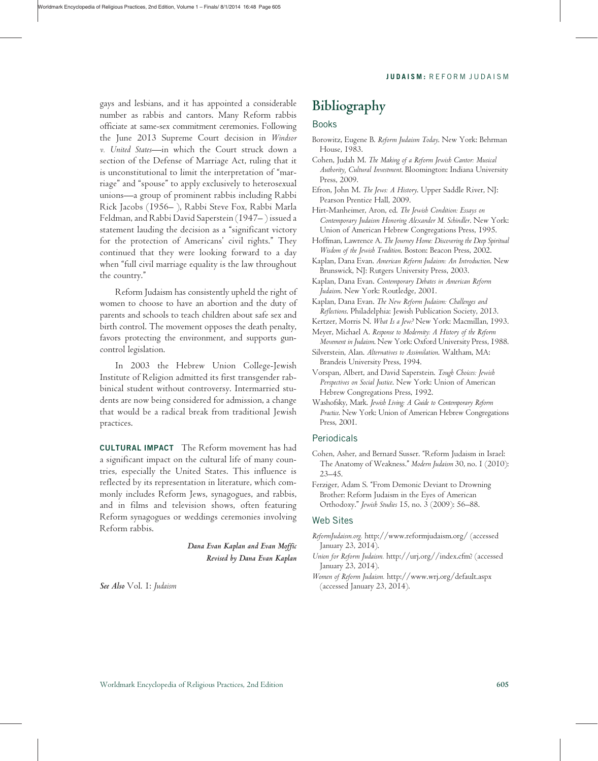gays and lesbians, and it has appointed a considerable number as rabbis and cantors. Many Reform rabbis officiate at same-sex commitment ceremonies. Following the June 2013 Supreme Court decision in *Windsor v. United States*—in which the Court struck down a section of the Defense of Marriage Act, ruling that it is unconstitutional to limit the interpretation of "marriage" and "spouse" to apply exclusively to heterosexual unions—a group of prominent rabbis including Rabbi Rick Jacobs (1956– ), Rabbi Steve Fox, Rabbi Marla Feldman, and Rabbi David Saperstein (1947– ) issued a statement lauding the decision as a "significant victory for the protection of Americans' civil rights." They continued that they were looking forward to a day when "full civil marriage equality is the law throughout the country."

Reform Judaism has consistently upheld the right of women to choose to have an abortion and the duty of parents and schools to teach children about safe sex and birth control. The movement opposes the death penalty, favors protecting the environment, and supports gun-control legislation.

In 2003 the Hebrew Union College-Jewish Institute of Religion admitted its first transgender rabbinical student without controversy. Intermarried students are now being considered for admission, a change that would be a radical break from traditional Jewish practices.

**CULTURAL IMPACT** The Reform movement has had a significant impact on the cultural life of many countries, especially the United States. This influence is reflected by its representation in literature, which commonly includes Reform Jews, synagogues, and rabbis, and in films and television shows, often featuring Reform synagogues or weddings ceremonies involving Reform rabbis.

*Dana Evan Kaplan and Evan Moffic*
*Revised by Dana Evan Kaplan*

***See Also*** Vol. 1: *Judaism*

# Bibliography

## Books

Borowitz, Eugene B. *Reform Judaism Today*. New York: Behrman House, 1983.

Cohen, Judah M. *The Making of a Reform Jewish Cantor: Musical Authority, Cultural Investment*. Bloomington: Indiana University Press, 2009.

Efron, John M. *The Jews: A History*. Upper Saddle River, NJ: Pearson Prentice Hall, 2009.

Hirt-Manheimer, Aron, ed. *The Jewish Condition: Essays on Contemporary Judaism Honoring Alexander M. Schindler*. New York: Union of American Hebrew Congregations Press, 1995.

Hoffman, Lawrence A. *The Journey Home: Discovering the Deep Spiritual Wisdom of the Jewish Tradition*. Boston: Beacon Press, 2002.

Kaplan, Dana Evan. *American Reform Judaism: An Introduction*. New Brunswick, NJ: Rutgers University Press, 2003.

Kaplan, Dana Evan. *Contemporary Debates in American Reform Judaism*. New York: Routledge, 2001.

Kaplan, Dana Evan. *The New Reform Judaism: Challenges and Reflections*. Philadelphia: Jewish Publication Society, 2013.

Kertzer, Morris N. *What Is a Jew?* New York: Macmillan, 1993.

Meyer, Michael A. *Response to Modernity: A History of the Reform Movement in Judaism*. New York: Oxford University Press, 1988.

Silverstein, Alan. *Alternatives to Assimilation*. Waltham, MA: Brandeis University Press, 1994.

Vorspan, Albert, and David Saperstein. *Tough Choices: Jewish Perspectives on Social Justice*. New York: Union of American Hebrew Congregations Press, 1992.

Washofsky, Mark. *Jewish Living: A Guide to Contemporary Reform Practice*. New York: Union of American Hebrew Congregations Press, 2001.

## Periodicals

Cohen, Asher, and Bernard Susser. "Reform Judaism in Israel: The Anatomy of Weakness." *Modern Judaism* 30, no. 1 (2010): 23–45.

Ferziger, Adam S. "From Demonic Deviant to Drowning Brother: Reform Judaism in the Eyes of American Orthodoxy." *Jewish Studies* 15, no. 3 (2009): 56–88.

## Web Sites

*ReformJudaism.org.* http://www.reformjudaism.org/ (accessed January 23, 2014).

*Union for Reform Judaism.* http://urj.org//index.cfm? (accessed January 23, 2014).

*Women of Reform Judaism.* http://www.wrj.org/default.aspx (accessed January 23, 2014).